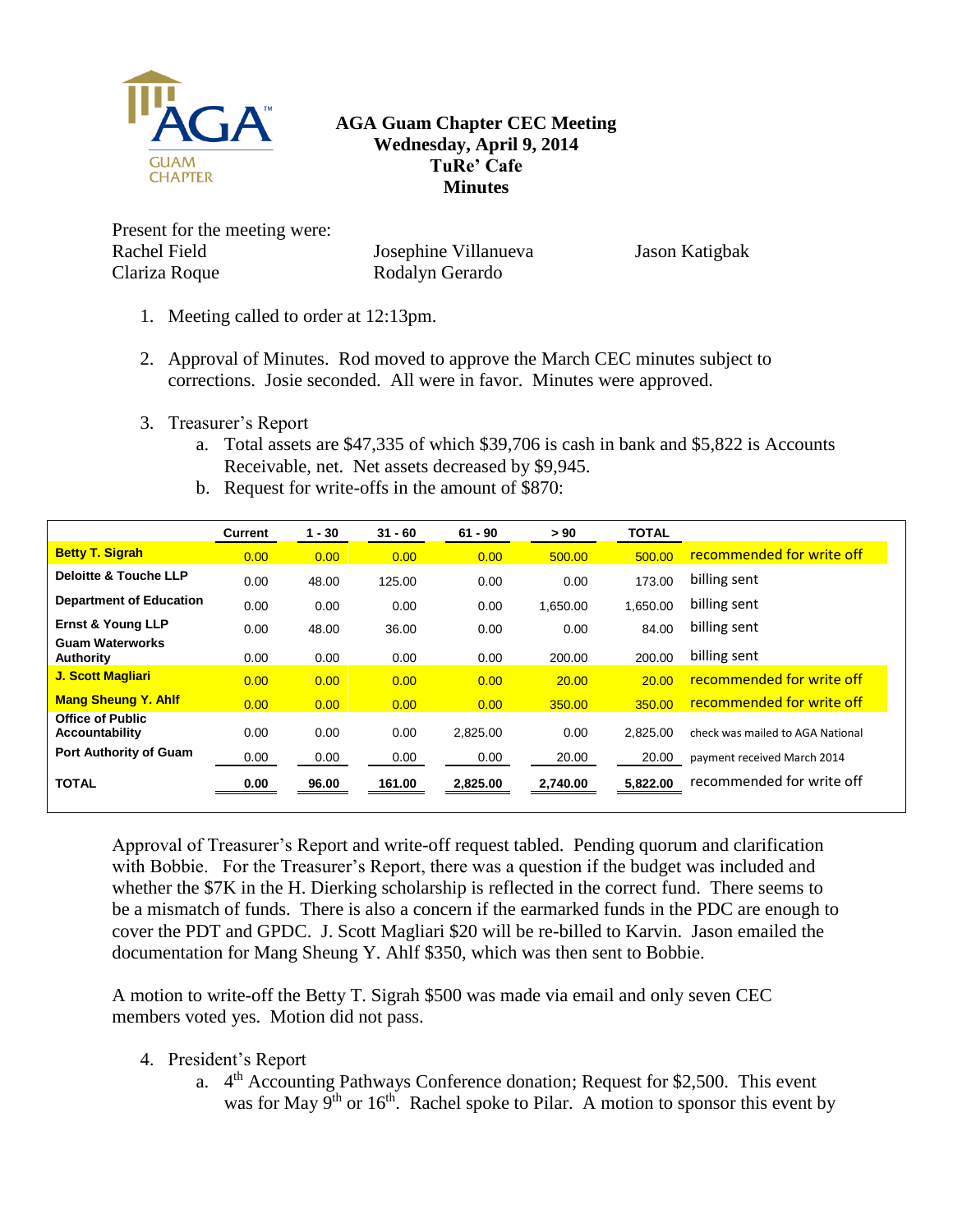# AGA Guam Chapter CEC Meeting
## Wednesday, April 9, 2014
## TuRe' Cafe
## Minutes

Present for the meeting were:

Rachel Field, Josephine Villanueva, Jason Katigbak, Clariza Roque, Rodalyn Gerardo

1. Meeting called to order at 12:13pm.

2. Approval of Minutes. Rod moved to approve the March CEC minutes subject to corrections. Josie seconded. All were in favor. Minutes were approved.

3. Treasurer's Report
   a. Total assets are $47,335 of which $39,706 is cash in bank and $5,822 is Accounts Receivable, net. Net assets decreased by $9,945.
   b. Request for write-offs in the amount of $870:

| | Current | 1 - 30 | 31 - 60 | 61 - 90 | > 90 | TOTAL | |
|---|---|---|---|---|---|---|---|
| **Betty T. Sigrah** | 0.00 | 0.00 | 0.00 | 0.00 | 500.00 | 500.00 | recommended for write off |
| **Deloitte & Touche LLP** | 0.00 | 48.00 | 125.00 | 0.00 | 0.00 | 173.00 | billing sent |
| **Department of Education** | 0.00 | 0.00 | 0.00 | 0.00 | 1,650.00 | 1,650.00 | billing sent |
| **Ernst & Young LLP** | 0.00 | 48.00 | 36.00 | 0.00 | 0.00 | 84.00 | billing sent |
| **Guam Waterworks Authority** | 0.00 | 0.00 | 0.00 | 0.00 | 200.00 | 200.00 | billing sent |
| **J. Scott Magliari** | 0.00 | 0.00 | 0.00 | 0.00 | 20.00 | 20.00 | recommended for write off |
| **Mang Sheung Y. Ahlf** | 0.00 | 0.00 | 0.00 | 0.00 | 350.00 | 350.00 | recommended for write off |
| **Office of Public Accountability** | 0.00 | 0.00 | 0.00 | 2,825.00 | 0.00 | 2,825.00 | check was mailed to AGA National |
| **Port Authority of Guam** | 0.00 | 0.00 | 0.00 | 0.00 | 20.00 | 20.00 | payment received March 2014 |
| **TOTAL** | **0.00** | **96.00** | **161.00** | **2,825.00** | **2,740.00** | **5,822.00** | recommended for write off |

Approval of Treasurer's Report and write-off request tabled. Pending quorum and clarification with Bobbie. For the Treasurer's Report, there was a question if the budget was included and whether the $7K in the H. Dierking scholarship is reflected in the correct fund. There seems to be a mismatch of funds. There is also a concern if the earmarked funds in the PDC are enough to cover the PDT and GPDC. J. Scott Magliari $20 will be re-billed to Karvin. Jason emailed the documentation for Mang Sheung Y. Ahlf $350, which was then sent to Bobbie.

A motion to write-off the Betty T. Sigrah $500 was made via email and only seven CEC members voted yes. Motion did not pass.

4. President's Report
   a. 4th Accounting Pathways Conference donation; Request for $2,500. This event was for May 9th or 16th. Rachel spoke to Pilar. A motion to sponsor this event by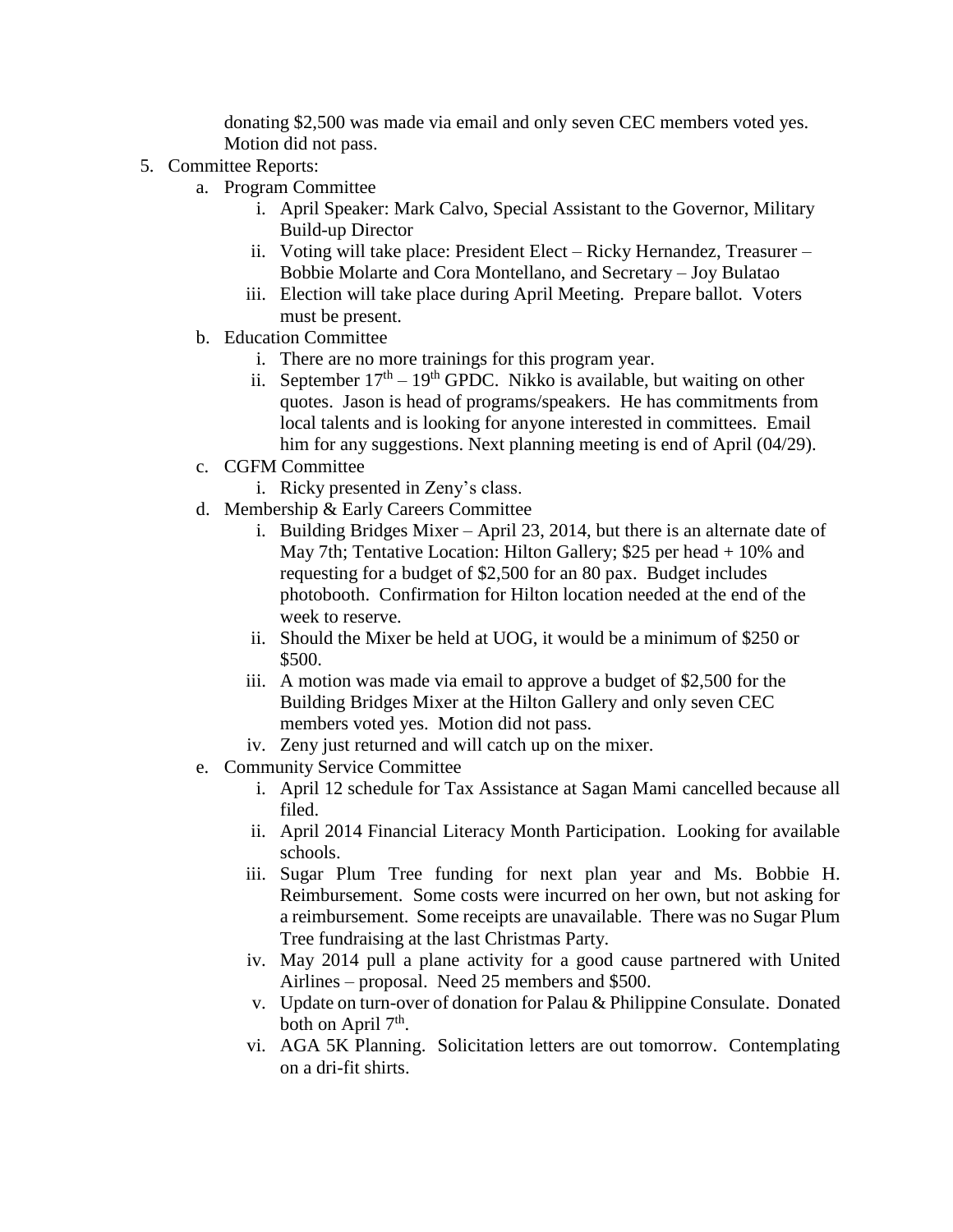donating $2,500 was made via email and only seven CEC members voted yes. Motion did not pass.

5. Committee Reports:
   a. Program Committee
      i. April Speaker: Mark Calvo, Special Assistant to the Governor, Military Build-up Director
      ii. Voting will take place: President Elect – Ricky Hernandez, Treasurer – Bobbie Molarte and Cora Montellano, and Secretary – Joy Bulatao
      iii. Election will take place during April Meeting. Prepare ballot. Voters must be present.
   b. Education Committee
      i. There are no more trainings for this program year.
      ii. September 17th – 19th GPDC. Nikko is available, but waiting on other quotes. Jason is head of programs/speakers. He has commitments from local talents and is looking for anyone interested in committees. Email him for any suggestions. Next planning meeting is end of April (04/29).
   c. CGFM Committee
      i. Ricky presented in Zeny's class.
   d. Membership & Early Careers Committee
      i. Building Bridges Mixer – April 23, 2014, but there is an alternate date of May 7th; Tentative Location: Hilton Gallery; $25 per head + 10% and requesting for a budget of $2,500 for an 80 pax. Budget includes photobooth. Confirmation for Hilton location needed at the end of the week to reserve.
      ii. Should the Mixer be held at UOG, it would be a minimum of $250 or $500.
      iii. A motion was made via email to approve a budget of $2,500 for the Building Bridges Mixer at the Hilton Gallery and only seven CEC members voted yes. Motion did not pass.
      iv. Zeny just returned and will catch up on the mixer.
   e. Community Service Committee
      i. April 12 schedule for Tax Assistance at Sagan Mami cancelled because all filed.
      ii. April 2014 Financial Literacy Month Participation. Looking for available schools.
      iii. Sugar Plum Tree funding for next plan year and Ms. Bobbie H. Reimbursement. Some costs were incurred on her own, but not asking for a reimbursement. Some receipts are unavailable. There was no Sugar Plum Tree fundraising at the last Christmas Party.
      iv. May 2014 pull a plane activity for a good cause partnered with United Airlines – proposal. Need 25 members and $500.
      v. Update on turn-over of donation for Palau & Philippine Consulate. Donated both on April 7th.
      vi. AGA 5K Planning. Solicitation letters are out tomorrow. Contemplating on a dri-fit shirts.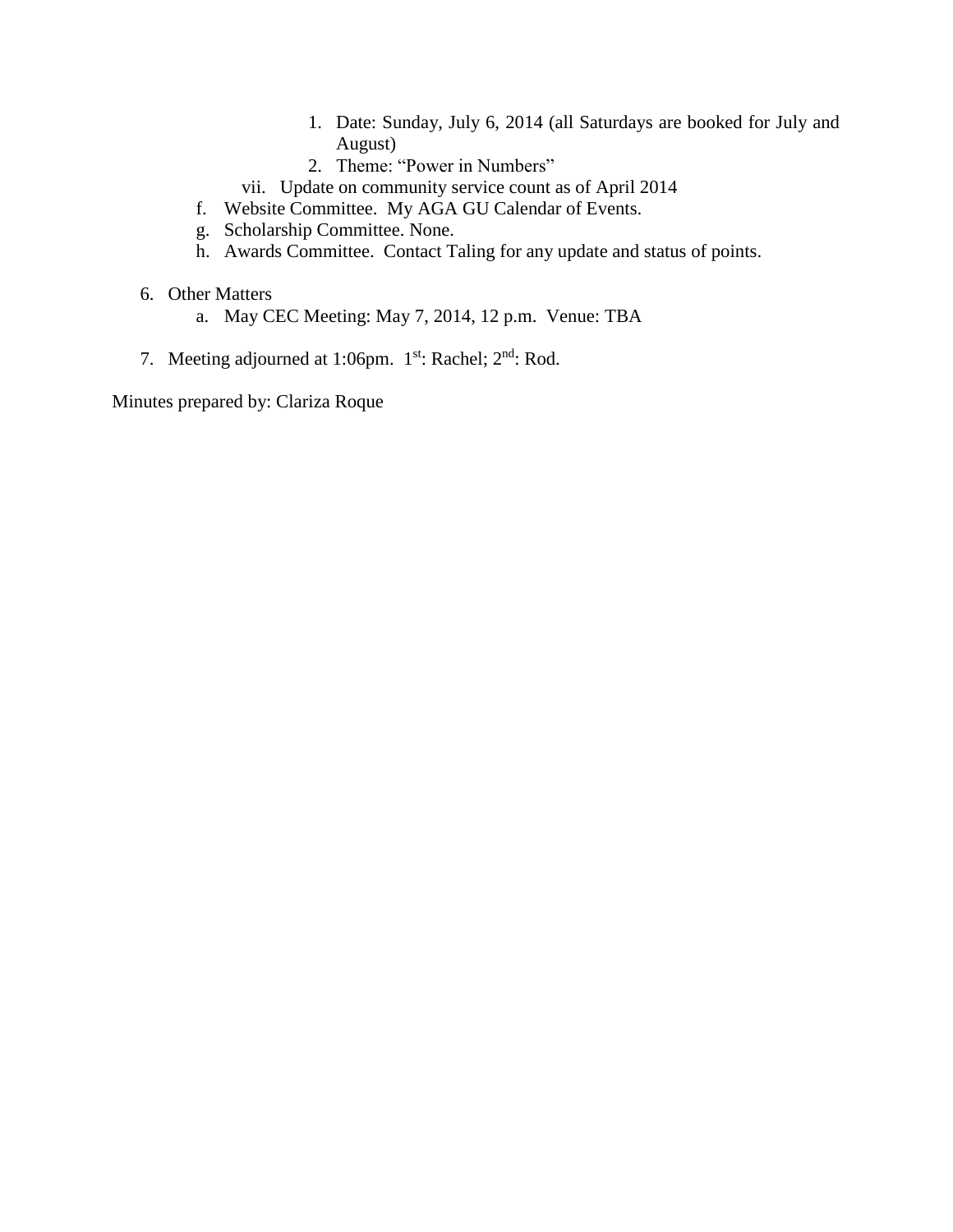1. Date: Sunday, July 6, 2014 (all Saturdays are booked for July and August)
2. Theme: "Power in Numbers"

vii. Update on community service count as of April 2014

f. Website Committee. My AGA GU Calendar of Events.

g. Scholarship Committee. None.

h. Awards Committee. Contact Taling for any update and status of points.

6. Other Matters
   a. May CEC Meeting: May 7, 2014, 12 p.m. Venue: TBA

7. Meeting adjourned at 1:06pm. 1st: Rachel; 2nd: Rod.

Minutes prepared by: Clariza Roque